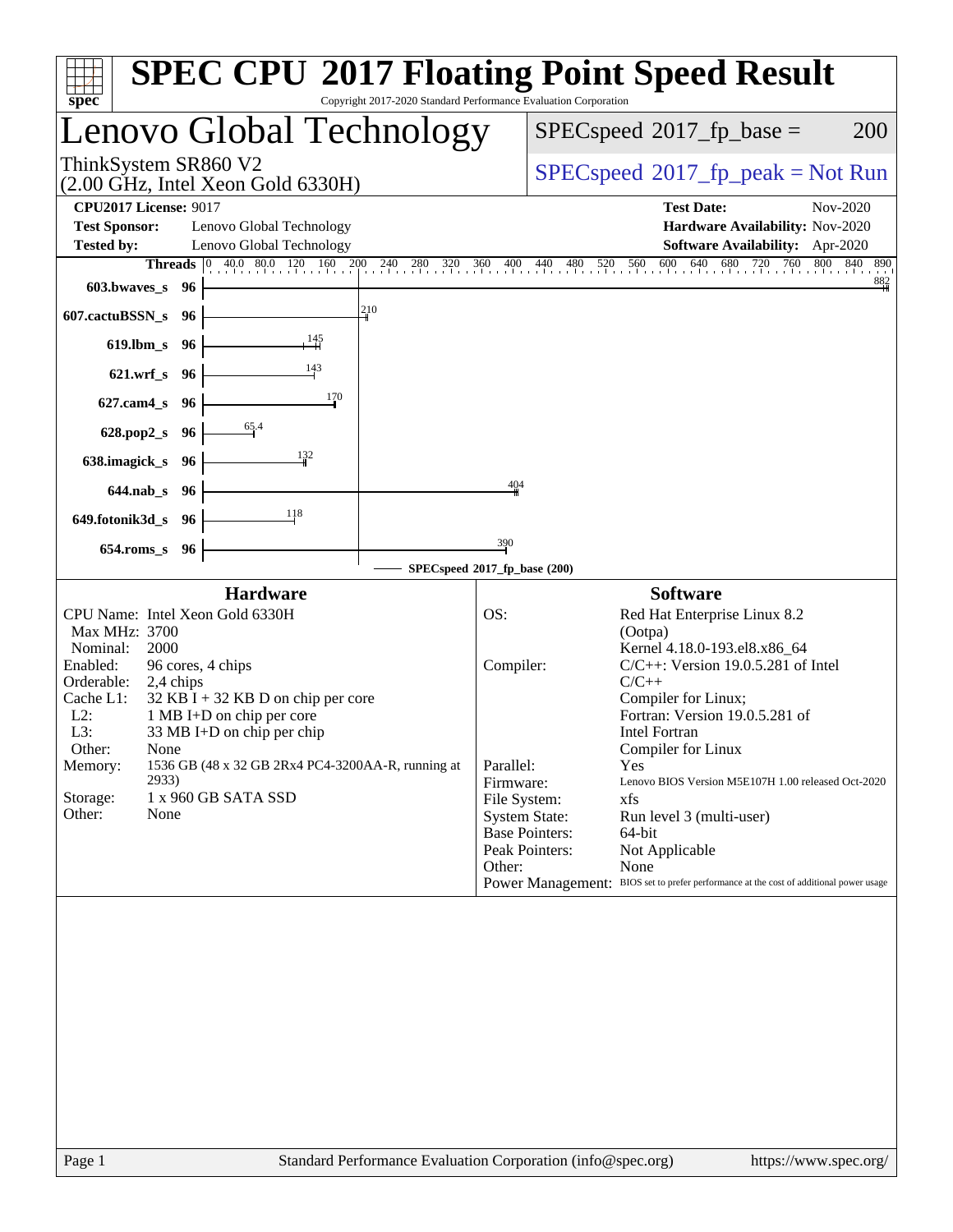# SPEC CPU 2017 Floating Point Speed Result

Copyright 2017-2020 Standard Performance Evaluation Corporation

## Lenovo Global Technology

ThinkSystem SR860 V2
(2.00 GHz, Intel Xeon Gold 6330H)

SPECspeed 2017_fp_base = 200

SPECspeed 2017_fp_peak = Not Run

**CPU2017 License:** 9017
**Test Sponsor:** Lenovo Global Technology
**Tested by:** Lenovo Global Technology

**Test Date:** Nov-2020
**Hardware Availability:** Nov-2020
**Software Availability:** Apr-2020

| Benchmark | Threads | SPECspeed 2017_fp_base |
|---|---|---|
| 603.bwaves_s | 96 | 882 |
| 607.cactuBSSN_s | 96 | 210 |
| 619.lbm_s | 96 | 145 |
| 621.wrf_s | 96 | 143 |
| 627.cam4_s | 96 | 170 |
| 628.pop2_s | 96 | 65.4 |
| 638.imagick_s | 96 | 132 |
| 644.nab_s | 96 | 404 |
| 649.fotonik3d_s | 96 | 118 |
| 654.roms_s | 96 | 390 |

SPECspeed 2017_fp_base (200)

## Hardware

- CPU Name: Intel Xeon Gold 6330H
- Max MHz: 3700
- Nominal: 2000
- Enabled: 96 cores, 4 chips
- Orderable: 2,4 chips
- Cache L1: 32 KB I + 32 KB D on chip per core
- L2: 1 MB I+D on chip per core
- L3: 33 MB I+D on chip per chip
- Other: None
- Memory: 1536 GB (48 x 32 GB 2Rx4 PC4-3200AA-R, running at 2933)
- Storage: 1 x 960 GB SATA SSD
- Other: None

## Software

- OS: Red Hat Enterprise Linux 8.2 (Ootpa) Kernel 4.18.0-193.el8.x86_64
- Compiler: C/C++: Version 19.0.5.281 of Intel C/C++ Compiler for Linux; Fortran: Version 19.0.5.281 of Intel Fortran Compiler for Linux
- Parallel: Yes
- Firmware: Lenovo BIOS Version M5E107H 1.00 released Oct-2020
- File System: xfs
- System State: Run level 3 (multi-user)
- Base Pointers: 64-bit
- Peak Pointers: Not Applicable
- Other: None
- Power Management: BIOS set to prefer performance at the cost of additional power usage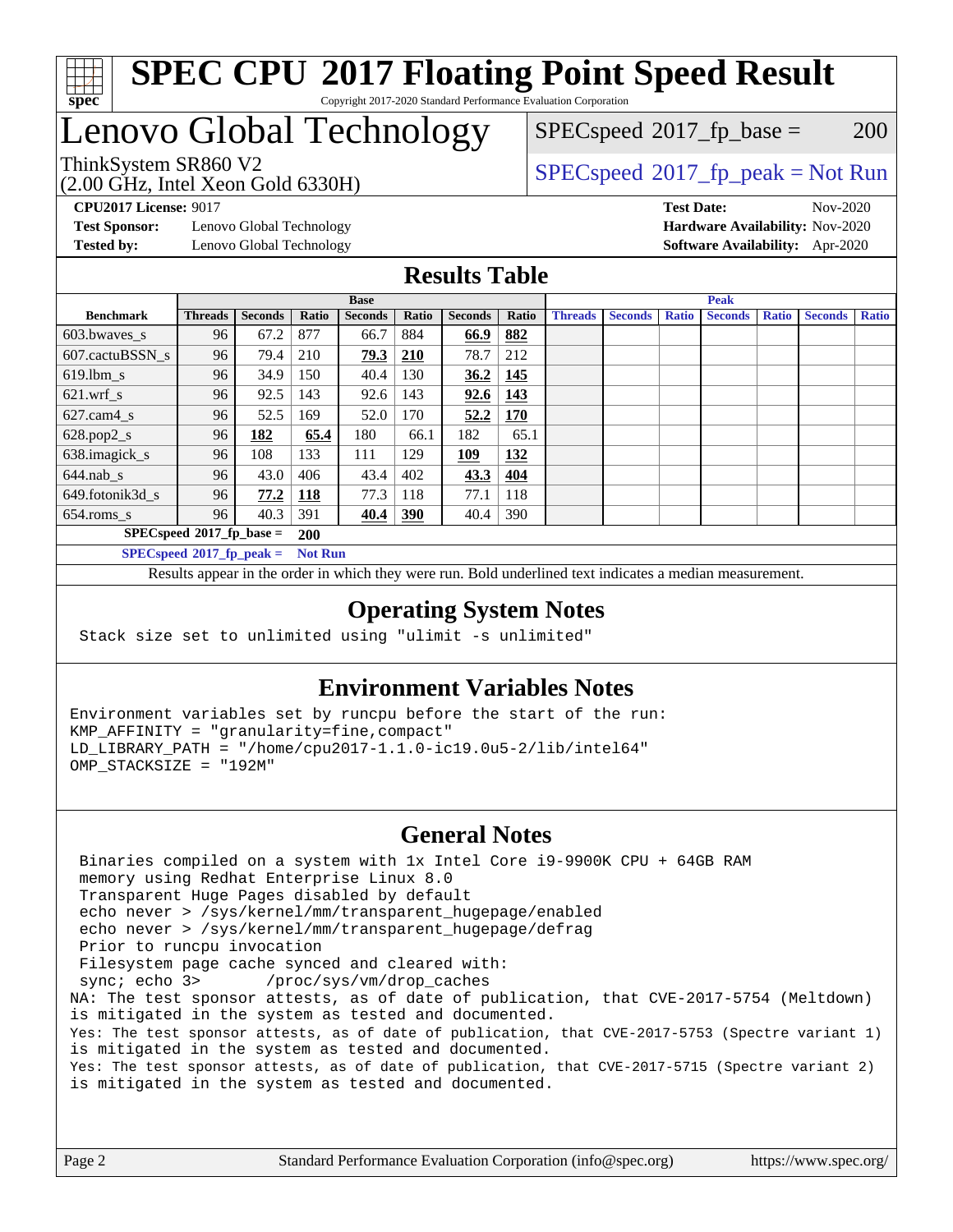# SPEC CPU 2017 Floating Point Speed Result

Copyright 2017-2020 Standard Performance Evaluation Corporation

# Lenovo Global Technology

ThinkSystem SR860 V2
(2.00 GHz, Intel Xeon Gold 6330H)

SPECspeed 2017_fp_base = 200

SPECspeed 2017_fp_peak = Not Run

**CPU2017 License:** 9017
**Test Sponsor:** Lenovo Global Technology
**Tested by:** Lenovo Global Technology

**Test Date:** Nov-2020
**Hardware Availability:** Nov-2020
**Software Availability:** Apr-2020

## Results Table

| | Base | | | | | | | Peak | | | | | | |
|---|---|---|---|---|---|---|---|---|---|---|---|---|---|---|
| **Benchmark** | **Threads** | **Seconds** | **Ratio** | **Seconds** | **Ratio** | **Seconds** | **Ratio** | **Threads** | **Seconds** | **Ratio** | **Seconds** | **Ratio** | **Seconds** | **Ratio** |
| 603.bwaves_s | 96 | 67.2 | 877 | 66.7 | 884 | **66.9** | **882** | | | | | | | |
| 607.cactuBSSN_s | 96 | 79.4 | 210 | **79.3** | **210** | 78.7 | 212 | | | | | | | |
| 619.lbm_s | 96 | 34.9 | 150 | 40.4 | 130 | **36.2** | **145** | | | | | | | |
| 621.wrf_s | 96 | 92.5 | 143 | 92.6 | 143 | **92.6** | **143** | | | | | | | |
| 627.cam4_s | 96 | 52.5 | 169 | 52.0 | 170 | **52.2** | **170** | | | | | | | |
| 628.pop2_s | 96 | **182** | **65.4** | 180 | 66.1 | 182 | 65.1 | | | | | | | |
| 638.imagick_s | 96 | 108 | 133 | 111 | 129 | **109** | **132** | | | | | | | |
| 644.nab_s | 96 | 43.0 | 406 | 43.4 | 402 | **43.3** | **404** | | | | | | | |
| 649.fotonik3d_s | 96 | **77.2** | **118** | 77.3 | 118 | 77.1 | 118 | | | | | | | |
| 654.roms_s | 96 | 40.3 | 391 | **40.4** | **390** | 40.4 | 390 | | | | | | | |

**SPECspeed 2017_fp_base = 200**

**SPECspeed 2017_fp_peak = Not Run**

Results appear in the order in which they were run. Bold underlined text indicates a median measurement.

## Operating System Notes

```
Stack size set to unlimited using "ulimit -s unlimited"
```

## Environment Variables Notes

```
Environment variables set by runcpu before the start of the run:
KMP_AFFINITY = "granularity=fine,compact"
LD_LIBRARY_PATH = "/home/cpu2017-1.1.0-ic19.0u5-2/lib/intel64"
OMP_STACKSIZE = "192M"
```

## General Notes

```
 Binaries compiled on a system with 1x Intel Core i9-9900K CPU + 64GB RAM
 memory using Redhat Enterprise Linux 8.0
 Transparent Huge Pages disabled by default
 echo never > /sys/kernel/mm/transparent_hugepage/enabled
 echo never > /sys/kernel/mm/transparent_hugepage/defrag
 Prior to runcpu invocation
 Filesystem page cache synced and cleared with:
 sync; echo 3>       /proc/sys/vm/drop_caches
NA: The test sponsor attests, as of date of publication, that CVE-2017-5754 (Meltdown)
is mitigated in the system as tested and documented.
Yes: The test sponsor attests, as of date of publication, that CVE-2017-5753 (Spectre variant 1)
is mitigated in the system as tested and documented.
Yes: The test sponsor attests, as of date of publication, that CVE-2017-5715 (Spectre variant 2)
is mitigated in the system as tested and documented.
```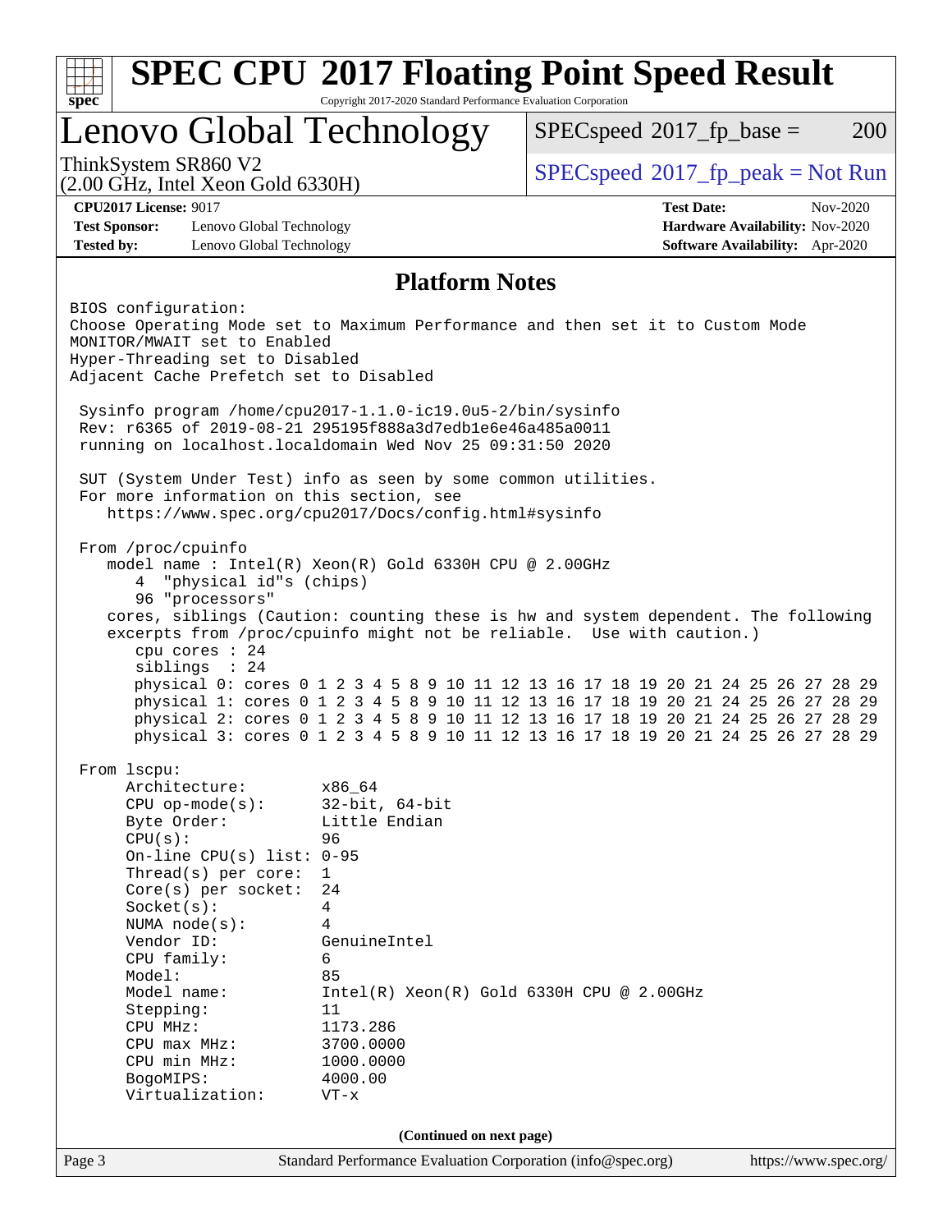# SPEC CPU 2017 Floating Point Speed Result

Copyright 2017-2020 Standard Performance Evaluation Corporation

## Lenovo Global Technology

ThinkSystem SR860 V2
(2.00 GHz, Intel Xeon Gold 6330H)

SPECspeed 2017_fp_base = 200

SPECspeed 2017_fp_peak = Not Run

**CPU2017 License:** 9017
**Test Sponsor:** Lenovo Global Technology
**Tested by:** Lenovo Global Technology

**Test Date:** Nov-2020
**Hardware Availability:** Nov-2020
**Software Availability:** Apr-2020

## Platform Notes

```
BIOS configuration:
Choose Operating Mode set to Maximum Performance and then set it to Custom Mode
MONITOR/MWAIT set to Enabled
Hyper-Threading set to Disabled
Adjacent Cache Prefetch set to Disabled

 Sysinfo program /home/cpu2017-1.1.0-ic19.0u5-2/bin/sysinfo
 Rev: r6365 of 2019-08-21 295195f888a3d7edb1e6e46a485a0011
 running on localhost.localdomain Wed Nov 25 09:31:50 2020

 SUT (System Under Test) info as seen by some common utilities.
 For more information on this section, see
    https://www.spec.org/cpu2017/Docs/config.html#sysinfo

 From /proc/cpuinfo
    model name : Intel(R) Xeon(R) Gold 6330H CPU @ 2.00GHz
       4  "physical id"s (chips)
       96 "processors"
    cores, siblings (Caution: counting these is hw and system dependent. The following
    excerpts from /proc/cpuinfo might not be reliable.  Use with caution.)
       cpu cores : 24
       siblings  : 24
       physical 0: cores 0 1 2 3 4 5 8 9 10 11 12 13 16 17 18 19 20 21 24 25 26 27 28 29
       physical 1: cores 0 1 2 3 4 5 8 9 10 11 12 13 16 17 18 19 20 21 24 25 26 27 28 29
       physical 2: cores 0 1 2 3 4 5 8 9 10 11 12 13 16 17 18 19 20 21 24 25 26 27 28 29
       physical 3: cores 0 1 2 3 4 5 8 9 10 11 12 13 16 17 18 19 20 21 24 25 26 27 28 29

 From lscpu:
      Architecture:        x86_64
      CPU op-mode(s):      32-bit, 64-bit
      Byte Order:          Little Endian
      CPU(s):              96
      On-line CPU(s) list: 0-95
      Thread(s) per core:  1
      Core(s) per socket:  24
      Socket(s):           4
      NUMA node(s):        4
      Vendor ID:           GenuineIntel
      CPU family:          6
      Model:               85
      Model name:          Intel(R) Xeon(R) Gold 6330H CPU @ 2.00GHz
      Stepping:            11
      CPU MHz:             1173.286
      CPU max MHz:         3700.0000
      CPU min MHz:         1000.0000
      BogoMIPS:            4000.00
      Virtualization:      VT-x
```

**(Continued on next page)**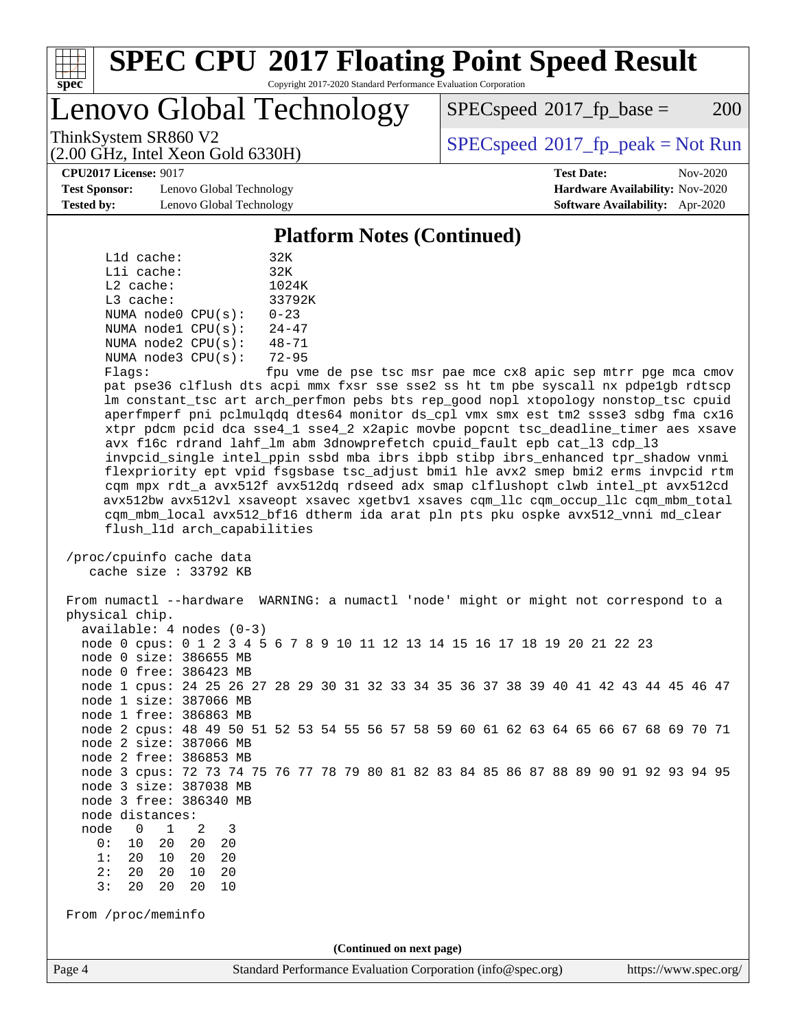# SPEC CPU 2017 Floating Point Speed Result

Copyright 2017-2020 Standard Performance Evaluation Corporation

## Lenovo Global Technology

ThinkSystem SR860 V2
(2.00 GHz, Intel Xeon Gold 6330H)

SPECspeed 2017_fp_base = 200

SPECspeed 2017_fp_peak = Not Run

**CPU2017 License:** 9017
**Test Sponsor:** Lenovo Global Technology
**Tested by:** Lenovo Global Technology

**Test Date:** Nov-2020
**Hardware Availability:** Nov-2020
**Software Availability:** Apr-2020

### Platform Notes (Continued)

```
     L1d cache:             32K
     L1i cache:             32K
     L2 cache:              1024K
     L3 cache:              33792K
     NUMA node0 CPU(s):     0-23
     NUMA node1 CPU(s):     24-47
     NUMA node2 CPU(s):     48-71
     NUMA node3 CPU(s):     72-95
     Flags:                 fpu vme de pse tsc msr pae mce cx8 apic sep mtrr pge mca cmov
     pat pse36 clflush dts acpi mmx fxsr sse sse2 ss ht tm pbe syscall nx pdpe1gb rdtscp
     lm constant_tsc art arch_perfmon pebs bts rep_good nopl xtopology nonstop_tsc cpuid
     aperfmperf pni pclmulqdq dtes64 monitor ds_cpl vmx smx est tm2 ssse3 sdbg fma cx16
     xtpr pdcm pcid dca sse4_1 sse4_2 x2apic movbe popcnt tsc_deadline_timer aes xsave
     avx f16c rdrand lahf_lm abm 3dnowprefetch cpuid_fault epb cat_l3 cdp_l3
     invpcid_single intel_ppin ssbd mba ibrs ibpb stibp ibrs_enhanced tpr_shadow vnmi
     flexpriority ept vpid fsgsbase tsc_adjust bmi1 hle avx2 smep bmi2 erms invpcid rtm
     cqm mpx rdt_a avx512f avx512dq rdseed adx smap clflushopt clwb intel_pt avx512cd
     avx512bw avx512vl xsaveopt xsavec xgetbv1 xsaves cqm_llc cqm_occup_llc cqm_mbm_total
     cqm_mbm_local avx512_bf16 dtherm ida arat pln pts pku ospke avx512_vnni md_clear
     flush_l1d arch_capabilities

 /proc/cpuinfo cache data
    cache size : 33792 KB

 From numactl --hardware  WARNING: a numactl 'node' might or might not correspond to a
 physical chip.
   available: 4 nodes (0-3)
   node 0 cpus: 0 1 2 3 4 5 6 7 8 9 10 11 12 13 14 15 16 17 18 19 20 21 22 23
   node 0 size: 386655 MB
   node 0 free: 386423 MB
   node 1 cpus: 24 25 26 27 28 29 30 31 32 33 34 35 36 37 38 39 40 41 42 43 44 45 46 47
   node 1 size: 387066 MB
   node 1 free: 386863 MB
   node 2 cpus: 48 49 50 51 52 53 54 55 56 57 58 59 60 61 62 63 64 65 66 67 68 69 70 71
   node 2 size: 387066 MB
   node 2 free: 386853 MB
   node 3 cpus: 72 73 74 75 76 77 78 79 80 81 82 83 84 85 86 87 88 89 90 91 92 93 94 95
   node 3 size: 387038 MB
   node 3 free: 386340 MB
   node distances:
   node   0   1   2   3
     0:  10  20  20  20
     1:  20  10  20  20
     2:  20  20  10  20
     3:  20  20  20  10

 From /proc/meminfo
```

(Continued on next page)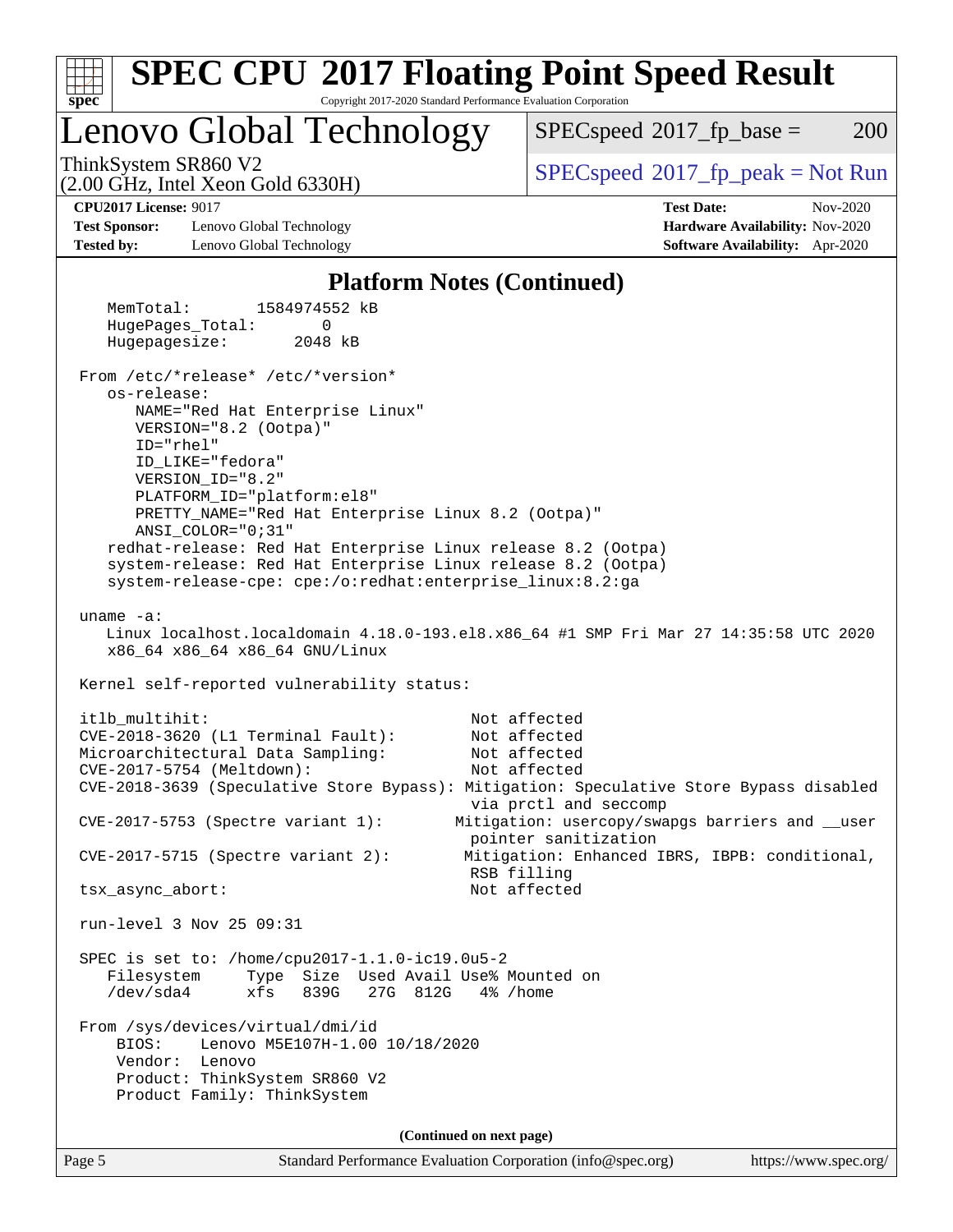# SPEC CPU 2017 Floating Point Speed Result

Copyright 2017-2020 Standard Performance Evaluation Corporation

## Lenovo Global Technology

ThinkSystem SR860 V2
(2.00 GHz, Intel Xeon Gold 6330H)

SPECspeed 2017_fp_base = 200

SPECspeed 2017_fp_peak = Not Run

**CPU2017 License:** 9017
**Test Sponsor:** Lenovo Global Technology
**Tested by:** Lenovo Global Technology

**Test Date:** Nov-2020
**Hardware Availability:** Nov-2020
**Software Availability:** Apr-2020

### Platform Notes (Continued)

```
    MemTotal:       1584974552 kB
    HugePages_Total:       0
    Hugepagesize:       2048 kB

 From /etc/*release* /etc/*version*
    os-release:
       NAME="Red Hat Enterprise Linux"
       VERSION="8.2 (Ootpa)"
       ID="rhel"
       ID_LIKE="fedora"
       VERSION_ID="8.2"
       PLATFORM_ID="platform:el8"
       PRETTY_NAME="Red Hat Enterprise Linux 8.2 (Ootpa)"
       ANSI_COLOR="0;31"
    redhat-release: Red Hat Enterprise Linux release 8.2 (Ootpa)
    system-release: Red Hat Enterprise Linux release 8.2 (Ootpa)
    system-release-cpe: cpe:/o:redhat:enterprise_linux:8.2:ga

 uname -a:
    Linux localhost.localdomain 4.18.0-193.el8.x86_64 #1 SMP Fri Mar 27 14:35:58 UTC 2020
    x86_64 x86_64 x86_64 GNU/Linux

 Kernel self-reported vulnerability status:

 itlb_multihit:                                   Not affected
 CVE-2018-3620 (L1 Terminal Fault):               Not affected
 Microarchitectural Data Sampling:                Not affected
 CVE-2017-5754 (Meltdown):                        Not affected
 CVE-2018-3639 (Speculative Store Bypass): Mitigation: Speculative Store Bypass disabled
                                                  via prctl and seccomp
 CVE-2017-5753 (Spectre variant 1):             Mitigation: usercopy/swapgs barriers and __user
                                                  pointer sanitization
 CVE-2017-5715 (Spectre variant 2):              Mitigation: Enhanced IBRS, IBPB: conditional,
                                                  RSB filling
 tsx_async_abort:                                 Not affected

 run-level 3 Nov 25 09:31

 SPEC is set to: /home/cpu2017-1.1.0-ic19.0u5-2
    Filesystem     Type  Size  Used Avail Use% Mounted on
    /dev/sda4      xfs   839G   27G  812G   4% /home

 From /sys/devices/virtual/dmi/id
     BIOS:    Lenovo M5E107H-1.00 10/18/2020
     Vendor:  Lenovo
     Product: ThinkSystem SR860 V2
     Product Family: ThinkSystem
```

(Continued on next page)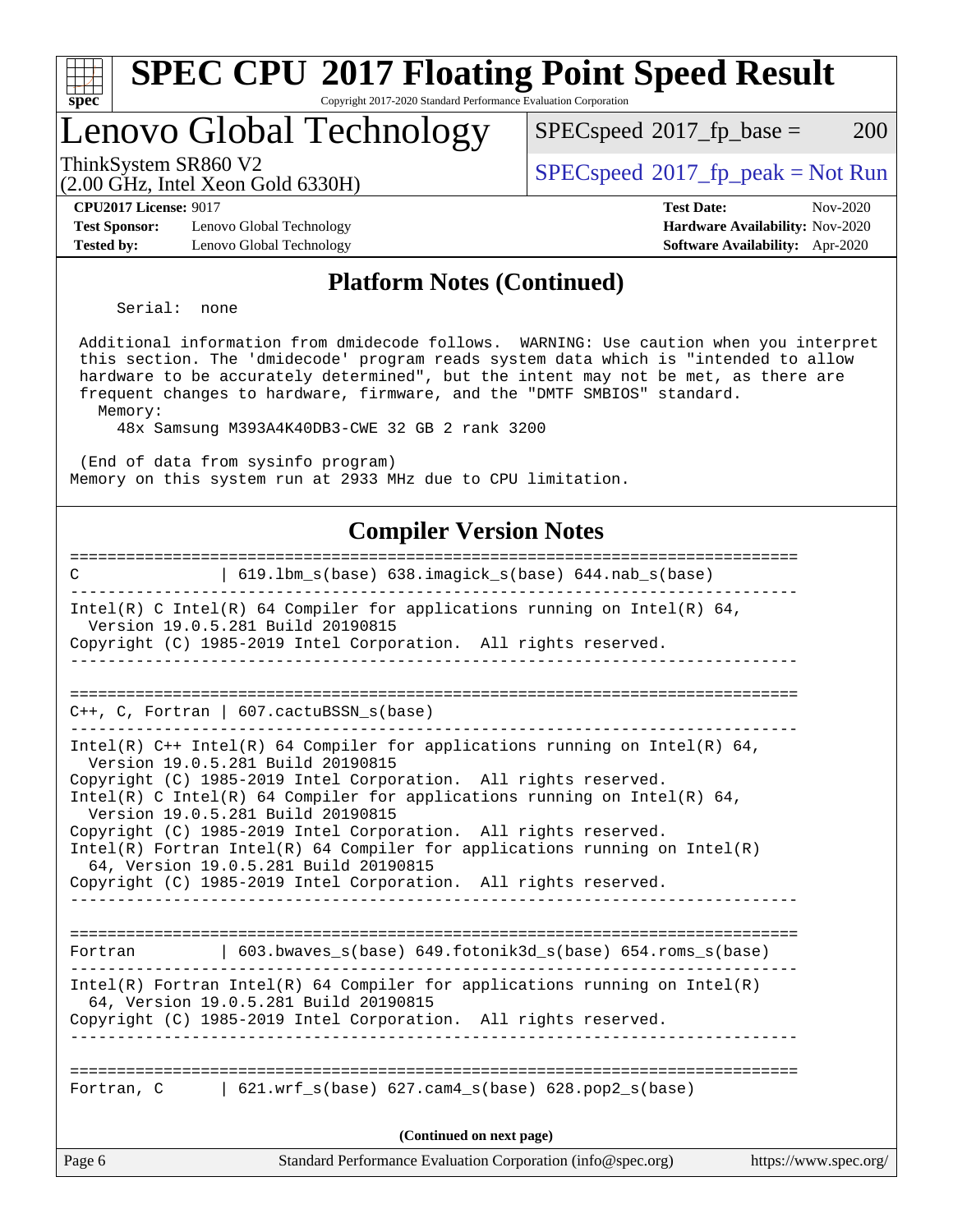## Platform Notes (Continued)

```
     Serial:  none

  Additional information from dmidecode follows.  WARNING: Use caution when you interpret
  this section. The 'dmidecode' program reads system data which is "intended to allow
  hardware to be accurately determined", but the intent may not be met, as there are
  frequent changes to hardware, firmware, and the "DMTF SMBIOS" standard.
    Memory:
      48x Samsung M393A4K40DB3-CWE 32 GB 2 rank 3200

  (End of data from sysinfo program)
Memory on this system run at 2933 MHz due to CPU limitation.
```

## Compiler Version Notes

```
==============================================================================
C                | 619.lbm_s(base) 638.imagick_s(base) 644.nab_s(base)
------------------------------------------------------------------------------
Intel(R) C Intel(R) 64 Compiler for applications running on Intel(R) 64,
  Version 19.0.5.281 Build 20190815
Copyright (C) 1985-2019 Intel Corporation.  All rights reserved.
------------------------------------------------------------------------------

==============================================================================
C++, C, Fortran | 607.cactuBSSN_s(base)
------------------------------------------------------------------------------
Intel(R) C++ Intel(R) 64 Compiler for applications running on Intel(R) 64,
  Version 19.0.5.281 Build 20190815
Copyright (C) 1985-2019 Intel Corporation.  All rights reserved.
Intel(R) C Intel(R) 64 Compiler for applications running on Intel(R) 64,
  Version 19.0.5.281 Build 20190815
Copyright (C) 1985-2019 Intel Corporation.  All rights reserved.
Intel(R) Fortran Intel(R) 64 Compiler for applications running on Intel(R)
  64, Version 19.0.5.281 Build 20190815
Copyright (C) 1985-2019 Intel Corporation.  All rights reserved.
------------------------------------------------------------------------------

==============================================================================
Fortran         | 603.bwaves_s(base) 649.fotonik3d_s(base) 654.roms_s(base)
------------------------------------------------------------------------------
Intel(R) Fortran Intel(R) 64 Compiler for applications running on Intel(R)
  64, Version 19.0.5.281 Build 20190815
Copyright (C) 1985-2019 Intel Corporation.  All rights reserved.
------------------------------------------------------------------------------

==============================================================================
Fortran, C      | 621.wrf_s(base) 627.cam4_s(base) 628.pop2_s(base)
```

(Continued on next page)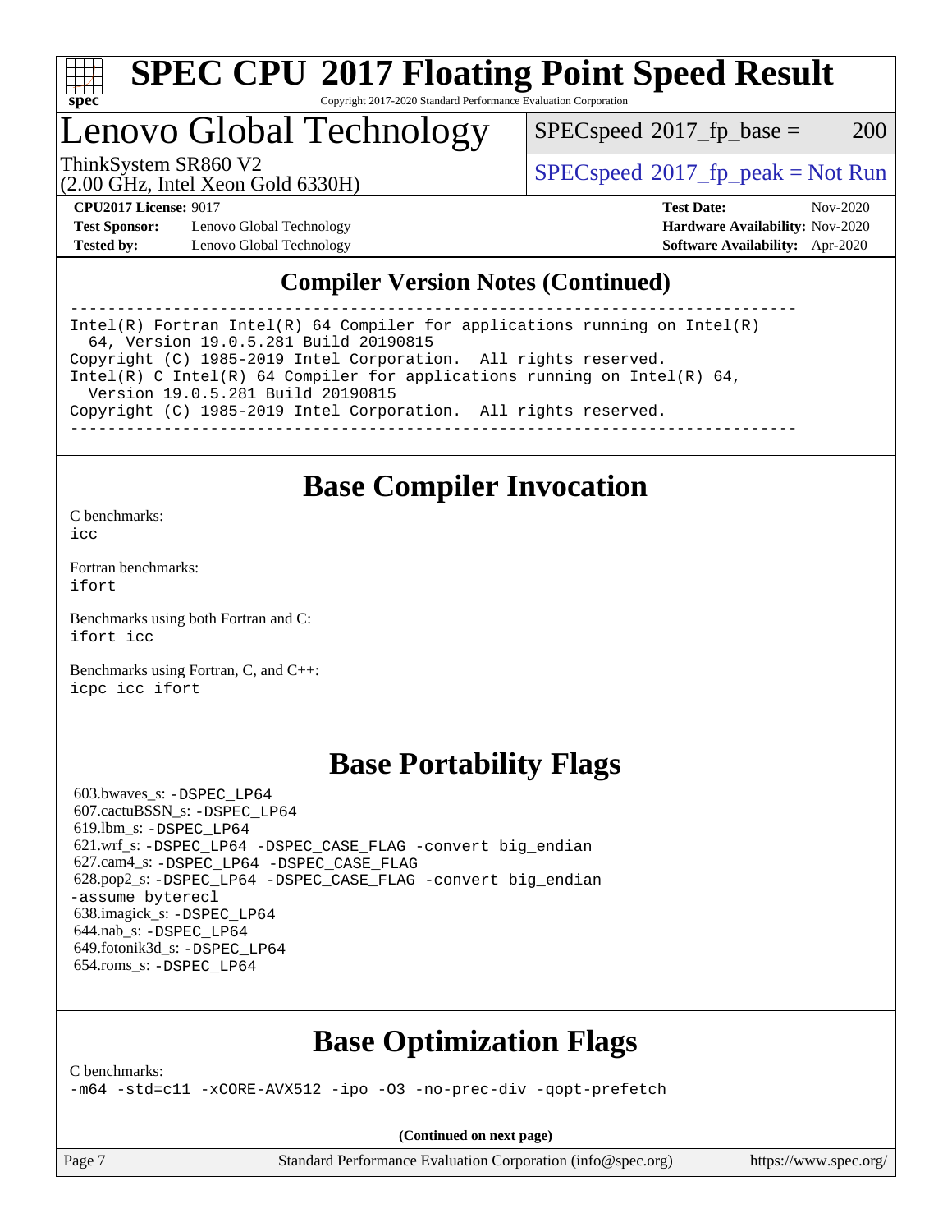# Compiler Version Notes (Continued)

```
==============================================================================
Intel(R) Fortran Intel(R) 64 Compiler for applications running on Intel(R)
  64, Version 19.0.5.281 Build 20190815
Copyright (C) 1985-2019 Intel Corporation.  All rights reserved.
Intel(R) C Intel(R) 64 Compiler for applications running on Intel(R) 64,
  Version 19.0.5.281 Build 20190815
Copyright (C) 1985-2019 Intel Corporation.  All rights reserved.
------------------------------------------------------------------------------
```

# Base Compiler Invocation

C benchmarks:
`icc`

Fortran benchmarks:
`ifort`

Benchmarks using both Fortran and C:
`ifort icc`

Benchmarks using Fortran, C, and C++:
`icpc icc ifort`

# Base Portability Flags

603.bwaves_s: `-DSPEC_LP64`
607.cactuBSSN_s: `-DSPEC_LP64`
619.lbm_s: `-DSPEC_LP64`
621.wrf_s: `-DSPEC_LP64 -DSPEC_CASE_FLAG -convert big_endian`
627.cam4_s: `-DSPEC_LP64 -DSPEC_CASE_FLAG`
628.pop2_s: `-DSPEC_LP64 -DSPEC_CASE_FLAG -convert big_endian -assume byterecl`
638.imagick_s: `-DSPEC_LP64`
644.nab_s: `-DSPEC_LP64`
649.fotonik3d_s: `-DSPEC_LP64`
654.roms_s: `-DSPEC_LP64`

# Base Optimization Flags

C benchmarks:
`-m64 -std=c11 -xCORE-AVX512 -ipo -O3 -no-prec-div -qopt-prefetch`

(Continued on next page)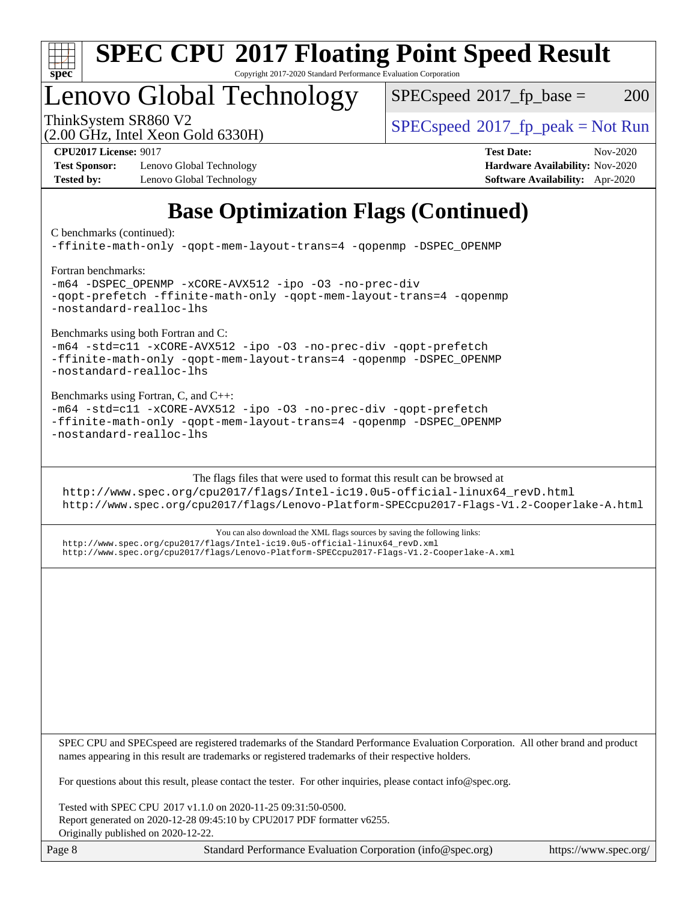# Base Optimization Flags (Continued)

C benchmarks (continued):
-ffinite-math-only -qopt-mem-layout-trans=4 -qopenmp -DSPEC_OPENMP

Fortran benchmarks:
-m64 -DSPEC_OPENMP -xCORE-AVX512 -ipo -O3 -no-prec-div
-qopt-prefetch -ffinite-math-only -qopt-mem-layout-trans=4 -qopenmp
-nostandard-realloc-lhs

Benchmarks using both Fortran and C:
-m64 -std=c11 -xCORE-AVX512 -ipo -O3 -no-prec-div -qopt-prefetch
-ffinite-math-only -qopt-mem-layout-trans=4 -qopenmp -DSPEC_OPENMP
-nostandard-realloc-lhs

Benchmarks using Fortran, C, and C++:
-m64 -std=c11 -xCORE-AVX512 -ipo -O3 -no-prec-div -qopt-prefetch
-ffinite-math-only -qopt-mem-layout-trans=4 -qopenmp -DSPEC_OPENMP
-nostandard-realloc-lhs

The flags files that were used to format this result can be browsed at
http://www.spec.org/cpu2017/flags/Intel-ic19.0u5-official-linux64_revD.html
http://www.spec.org/cpu2017/flags/Lenovo-Platform-SPECcpu2017-Flags-V1.2-Cooperlake-A.html

You can also download the XML flags sources by saving the following links:
http://www.spec.org/cpu2017/flags/Intel-ic19.0u5-official-linux64_revD.xml
http://www.spec.org/cpu2017/flags/Lenovo-Platform-SPECcpu2017-Flags-V1.2-Cooperlake-A.xml

SPEC CPU and SPECspeed are registered trademarks of the Standard Performance Evaluation Corporation. All other brand and product names appearing in this result are trademarks or registered trademarks of their respective holders.

For questions about this result, please contact the tester. For other inquiries, please contact info@spec.org.

Tested with SPEC CPU 2017 v1.1.0 on 2020-11-25 09:31:50-0500.
Report generated on 2020-12-28 09:45:10 by CPU2017 PDF formatter v6255.
Originally published on 2020-12-22.